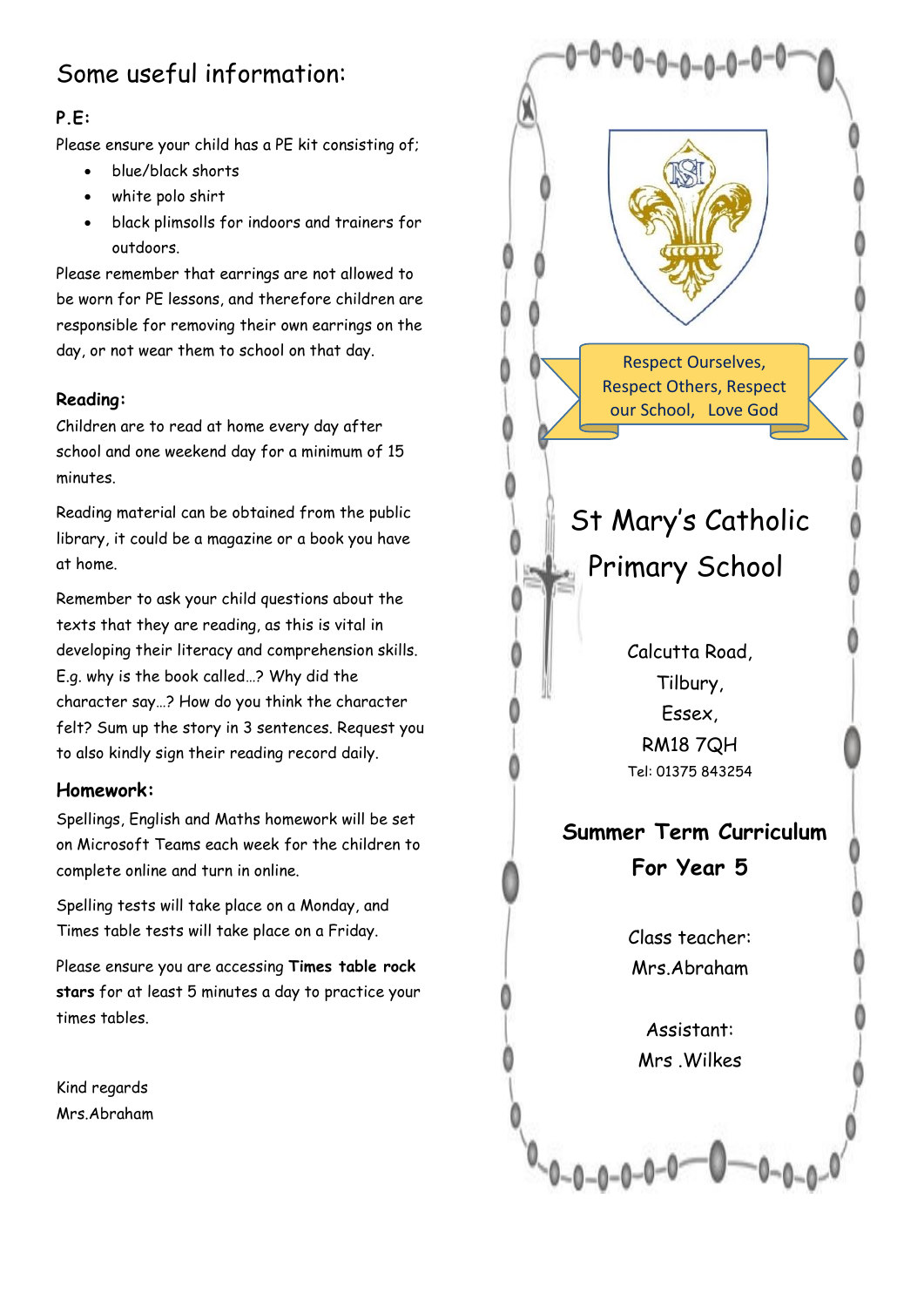# Some useful information:

### P.E:

Please ensure your child has a PE kit consisting of;

- blue/black shorts
- white polo shirt
- black plimsolls for indoors and trainers for outdoors.

Please remember that earrings are not allowed to be worn for PE lessons, and therefore children are responsible for removing their own earrings on the day, or not wear them to school on that day.

### Reading:

Children are to read at home every day after school and one weekend day for a minimum of 15 minutes.

Reading material can be obtained from the public library, it could be a magazine or a book you have at home.

Remember to ask your child questions about the texts that they are reading, as this is vital in developing their literacy and comprehension skills. E.g. why is the book called…? Why did the character say…? How do you think the character felt? Sum up the story in 3 sentences. Request you to also kindly sign their reading record daily.

### Homework:

Spellings, English and Maths homework will be set on Microsoft Teams each week for the children to complete online and turn in online.

Spelling tests will take place on a Monday, and Times table tests will take place on a Friday.

Please ensure you are accessing **Times table rock stars** for at least 5 minutes a day to practice your times tables.

Kind regards
Mrs.Abraham

Respect Ourselves, Respect Others, Respect our School, Love God

# St Mary's Catholic Primary School

Calcutta Road,
Tilbury,
Essex,
RM18 7QH
Tel: 01375 843254

## Summer Term Curriculum For Year 5

Class teacher:
Mrs.Abraham

Assistant:
Mrs .Wilkes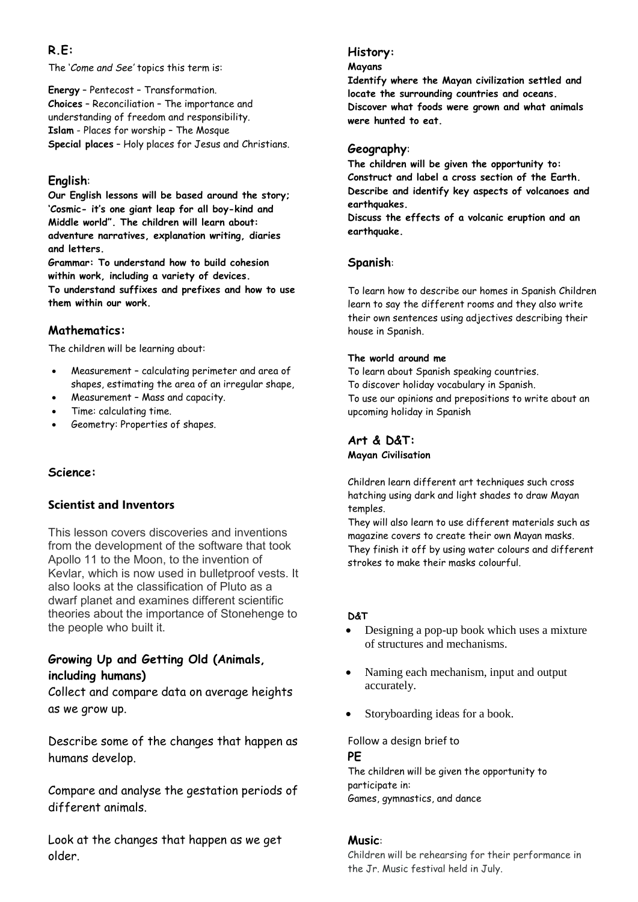## R.E:

The '*Come and See*' topics this term is:

**Energy** – Pentecost – Transformation.
**Choices** – Reconciliation – The importance and understanding of freedom and responsibility.
**Islam** - Places for worship – The Mosque
**Special places** – Holy places for Jesus and Christians.

## English:

**Our English lessons will be based around the story; 'Cosmic- it's one giant leap for all boy-kind and Middle world". The children will learn about: adventure narratives, explanation writing, diaries and letters.**
**Grammar: To understand how to build cohesion within work, including a variety of devices.**
**To understand suffixes and prefixes and how to use them within our work.**

## Mathematics:

The children will be learning about:

- Measurement – calculating perimeter and area of shapes, estimating the area of an irregular shape,
- Measurement – Mass and capacity.
- Time: calculating time.
- Geometry: Properties of shapes.

## Science:

### Scientist and Inventors

This lesson covers discoveries and inventions from the development of the software that took Apollo 11 to the Moon, to the invention of Kevlar, which is now used in bulletproof vests. It also looks at the classification of Pluto as a dwarf planet and examines different scientific theories about the importance of Stonehenge to the people who built it.

### Growing Up and Getting Old (Animals, including humans)

Collect and compare data on average heights as we grow up.

Describe some of the changes that happen as humans develop.

Compare and analyse the gestation periods of different animals.

Look at the changes that happen as we get older.

## History:

**Mayans**
**Identify where the Mayan civilization settled and locate the surrounding countries and oceans.**
**Discover what foods were grown and what animals were hunted to eat.**

## Geography:

**The children will be given the opportunity to:**
**Construct and label a cross section of the Earth.**
**Describe and identify key aspects of volcanoes and earthquakes.**
**Discuss the effects of a volcanic eruption and an earthquake.**

## Spanish:

To learn how to describe our homes in Spanish Children learn to say the different rooms and they also write their own sentences using adjectives describing their house in Spanish.

**The world around me**
To learn about Spanish speaking countries.
To discover holiday vocabulary in Spanish.
To use our opinions and prepositions to write about an upcoming holiday in Spanish

## Art & D&T:

**Mayan Civilisation**

Children learn different art techniques such cross hatching using dark and light shades to draw Mayan temples.
They will also learn to use different materials such as magazine covers to create their own Mayan masks. They finish it off by using water colours and different strokes to make their masks colourful.

**D&T**

- Designing a pop-up book which uses a mixture of structures and mechanisms.
- Naming each mechanism, input and output accurately.
- Storyboarding ideas for a book.

Follow a design brief to

## PE

The children will be given the opportunity to participate in:
Games, gymnastics, and dance

## Music:

Children will be rehearsing for their performance in the Jr. Music festival held in July.